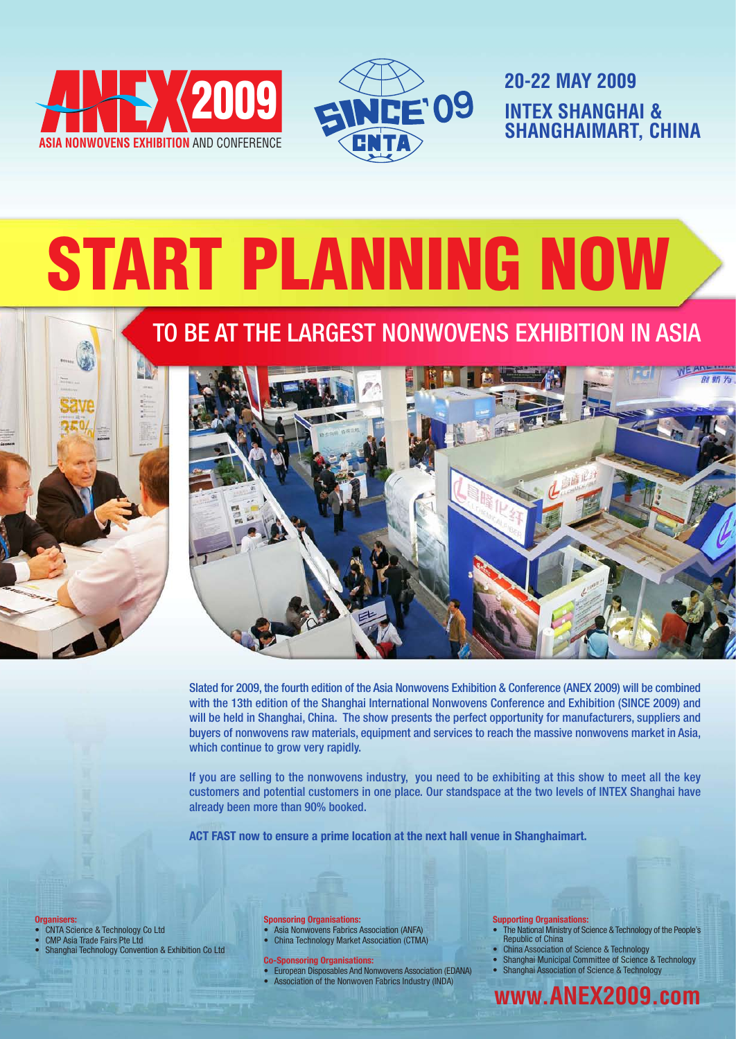ANEX 2009 ASIA NONWOVENS EXHIBITION AND CONFERENCE

SINCE'09 CNTA

**20-22 MAY 2009**
**INTEX SHANGHAI & SHANGHAIMART, CHINA**

# START PLANNING NOW

## TO BE AT THE LARGEST NONWOVENS EXHIBITION IN ASIA

Slated for 2009, the fourth edition of the Asia Nonwovens Exhibition & Conference (ANEX 2009) will be combined with the 13th edition of the Shanghai International Nonwovens Conference and Exhibition (SINCE 2009) and will be held in Shanghai, China. The show presents the perfect opportunity for manufacturers, suppliers and buyers of nonwovens raw materials, equipment and services to reach the massive nonwovens market in Asia, which continue to grow very rapidly.

If you are selling to the nonwovens industry, you need to be exhibiting at this show to meet all the key customers and potential customers in one place. Our standspace at the two levels of INTEX Shanghai have already been more than 90% booked.

**ACT FAST now to ensure a prime location at the next hall venue in Shanghaimart.**

**Organisers:**
- CNTA Science & Technology Co Ltd
- CMP Asia Trade Fairs Pte Ltd
- Shanghai Technology Convention & Exhibition Co Ltd

**Sponsoring Organisations:**
- Asia Nonwovens Fabrics Association (ANFA)
- China Technology Market Association (CTMA)

**Co-Sponsoring Organisations:**
- European Disposables And Nonwovens Association (EDANA)
- Association of the Nonwoven Fabrics Industry (INDA)

**Supporting Organisations:**
- The National Ministry of Science & Technology of the People's Republic of China
- China Association of Science & Technology
- Shanghai Municipal Committee of Science & Technology
- Shanghai Association of Science & Technology

**www.ANEX2009.com**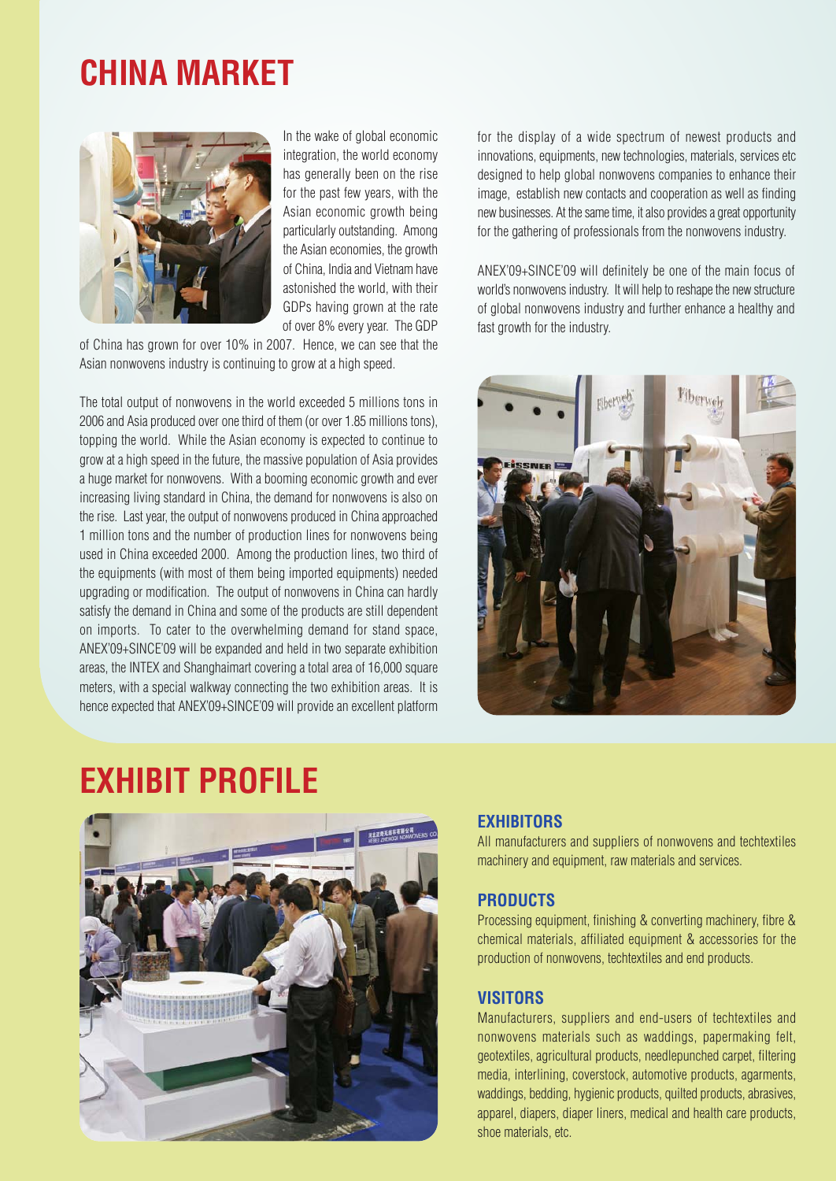# CHINA MARKET

In the wake of global economic integration, the world economy has generally been on the rise for the past few years, with the Asian economic growth being particularly outstanding. Among the Asian economies, the growth of China, India and Vietnam have astonished the world, with their GDPs having grown at the rate of over 8% every year. The GDP of China has grown for over 10% in 2007. Hence, we can see that the Asian nonwovens industry is continuing to grow at a high speed.

The total output of nonwovens in the world exceeded 5 millions tons in 2006 and Asia produced over one third of them (or over 1.85 millions tons), topping the world. While the Asian economy is expected to continue to grow at a high speed in the future, the massive population of Asia provides a huge market for nonwovens. With a booming economic growth and ever increasing living standard in China, the demand for nonwovens is also on the rise. Last year, the output of nonwovens produced in China approached 1 million tons and the number of production lines for nonwovens being used in China exceeded 2000. Among the production lines, two third of the equipments (with most of them being imported equipments) needed upgrading or modification. The output of nonwovens in China can hardly satisfy the demand in China and some of the products are still dependent on imports. To cater to the overwhelming demand for stand space, ANEX'09+SINCE'09 will be expanded and held in two separate exhibition areas, the INTEX and Shanghaimart covering a total area of 16,000 square meters, with a special walkway connecting the two exhibition areas. It is hence expected that ANEX'09+SINCE'09 will provide an excellent platform for the display of a wide spectrum of newest products and innovations, equipments, new technologies, materials, services etc designed to help global nonwovens companies to enhance their image, establish new contacts and cooperation as well as finding new businesses. At the same time, it also provides a great opportunity for the gathering of professionals from the nonwovens industry.

ANEX'09+SINCE'09 will definitely be one of the main focus of world's nonwovens industry. It will help to reshape the new structure of global nonwovens industry and further enhance a healthy and fast growth for the industry.

# EXHIBIT PROFILE

### EXHIBITORS

All manufacturers and suppliers of nonwovens and techtextiles machinery and equipment, raw materials and services.

### PRODUCTS

Processing equipment, finishing & converting machinery, fibre & chemical materials, affiliated equipment & accessories for the production of nonwovens, techtextiles and end products.

### VISITORS

Manufacturers, suppliers and end-users of techtextiles and nonwovens materials such as waddings, papermaking felt, geotextiles, agricultural products, needlepunched carpet, filtering media, interlining, coverstock, automotive products, agarments, waddings, bedding, hygienic products, quilted products, abrasives, apparel, diapers, diaper liners, medical and health care products, shoe materials, etc.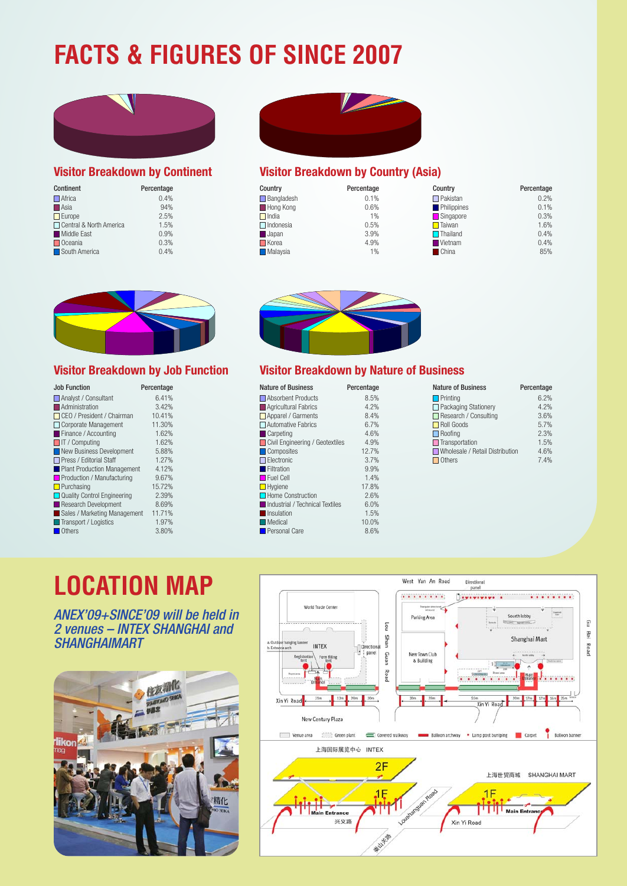# FACTS & FIGURES OF SINCE 2007

## Visitor Breakdown by Continent

| Continent | Percentage |
|---|---|
| Africa | 0.4% |
| Asia | 94% |
| Europe | 2.5% |
| Central & North America | 1.5% |
| Middle East | 0.9% |
| Oceania | 0.3% |
| South America | 0.4% |

## Visitor Breakdown by Country (Asia)

| Country | Percentage | Country | Percentage |
|---|---|---|---|
| Bangladesh | 0.1% | Pakistan | 0.2% |
| Hong Kong | 0.6% | Philippines | 0.1% |
| India | 1% | Singapore | 0.3% |
| Indonesia | 0.5% | Taiwan | 1.6% |
| Japan | 3.9% | Thailand | 0.4% |
| Korea | 4.9% | Vietnam | 0.4% |
| Malaysia | 1% | China | 85% |

## Visitor Breakdown by Job Function

| Job Function | Percentage |
|---|---|
| Analyst / Consultant | 6.41% |
| Administration | 3.42% |
| CEO / President / Chairman | 10.41% |
| Corporate Management | 11.30% |
| Finance / Accounting | 1.62% |
| IT / Computing | 1.62% |
| New Business Development | 5.88% |
| Press / Editorial Staff | 1.27% |
| Plant Production Management | 4.12% |
| Production / Manufacturing | 9.67% |
| Purchasing | 15.72% |
| Quality Control Engineering | 2.39% |
| Research Development | 8.69% |
| Sales / Marketing Management | 11.71% |
| Transport / Logistics | 1.97% |
| Others | 3.80% |

## Visitor Breakdown by Nature of Business

| Nature of Business | Percentage | Nature of Business | Percentage |
|---|---|---|---|
| Absorbent Products | 8.5% | Printing | 6.2% |
| Agricultural Fabrics | 4.2% | Packaging Stationery | 4.2% |
| Apparel / Garments | 8.4% | Research / Consulting | 3.6% |
| Automative Fabrics | 6.7% | Roll Goods | 5.7% |
| Carpeting | 4.6% | Roofing | 2.3% |
| Civil Engineering / Geotextiles | 4.9% | Transportation | 1.5% |
| Composites | 12.7% | Wholesale / Retail Distribution | 4.6% |
| Electronic | 3.7% | Others | 7.4% |
| Filtration | 9.9% | | |
| Fuel Cell | 1.4% | | |
| Hygiene | 17.8% | | |
| Home Construction | 2.6% | | |
| Industrial / Technical Textiles | 6.0% | | |
| Insulation | 1.5% | | |
| Medical | 10.0% | | |
| Personal Care | 8.6% | | |

# LOCATION MAP

*ANEX'09+SINCE'09 will be held in 2 venues – INTEX SHANGHAI and SHANGHAIMART*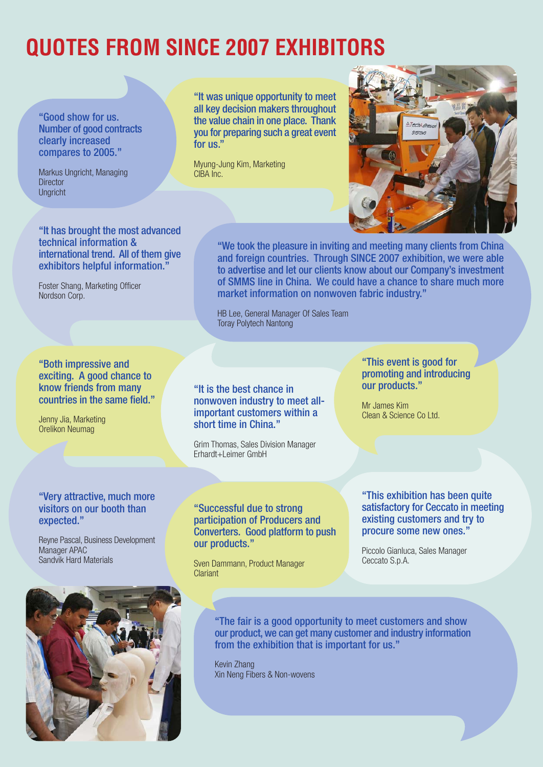# QUOTES FROM SINCE 2007 EXHIBITORS

"Good show for us. Number of good contracts clearly increased compares to 2005."

Markus Ungricht, Managing Director
Ungricht

"It was unique opportunity to meet all key decision makers throughout the value chain in one place. Thank you for preparing such a great event for us."

Myung-Jung Kim, Marketing
CIBA Inc.

"It has brought the most advanced technical information & international trend. All of them give exhibitors helpful information."

Foster Shang, Marketing Officer
Nordson Corp.

"We took the pleasure in inviting and meeting many clients from China and foreign countries. Through SINCE 2007 exhibition, we were able to advertise and let our clients know about our Company's investment of SMMS line in China. We could have a chance to share much more market information on nonwoven fabric industry."

HB Lee, General Manager Of Sales Team
Toray Polytech Nantong

"Both impressive and exciting. A good chance to know friends from many countries in the same field."

Jenny Jia, Marketing
Orelikon Neumag

"It is the best chance in nonwoven industry to meet all-important customers within a short time in China."

Grim Thomas, Sales Division Manager
Erhardt+Leimer GmbH

"This event is good for promoting and introducing our products."

Mr James Kim
Clean & Science Co Ltd.

"Very attractive, much more visitors on our booth than expected."

Reyne Pascal, Business Development Manager APAC
Sandvik Hard Materials

"Successful due to strong participation of Producers and Converters. Good platform to push our products."

Sven Dammann, Product Manager
Clariant

"This exhibition has been quite satisfactory for Ceccato in meeting existing customers and try to procure some new ones."

Piccolo Gianluca, Sales Manager
Ceccato S.p.A.

"The fair is a good opportunity to meet customers and show our product, we can get many customer and industry information from the exhibition that is important for us."

Kevin Zhang
Xin Neng Fibers & Non-wovens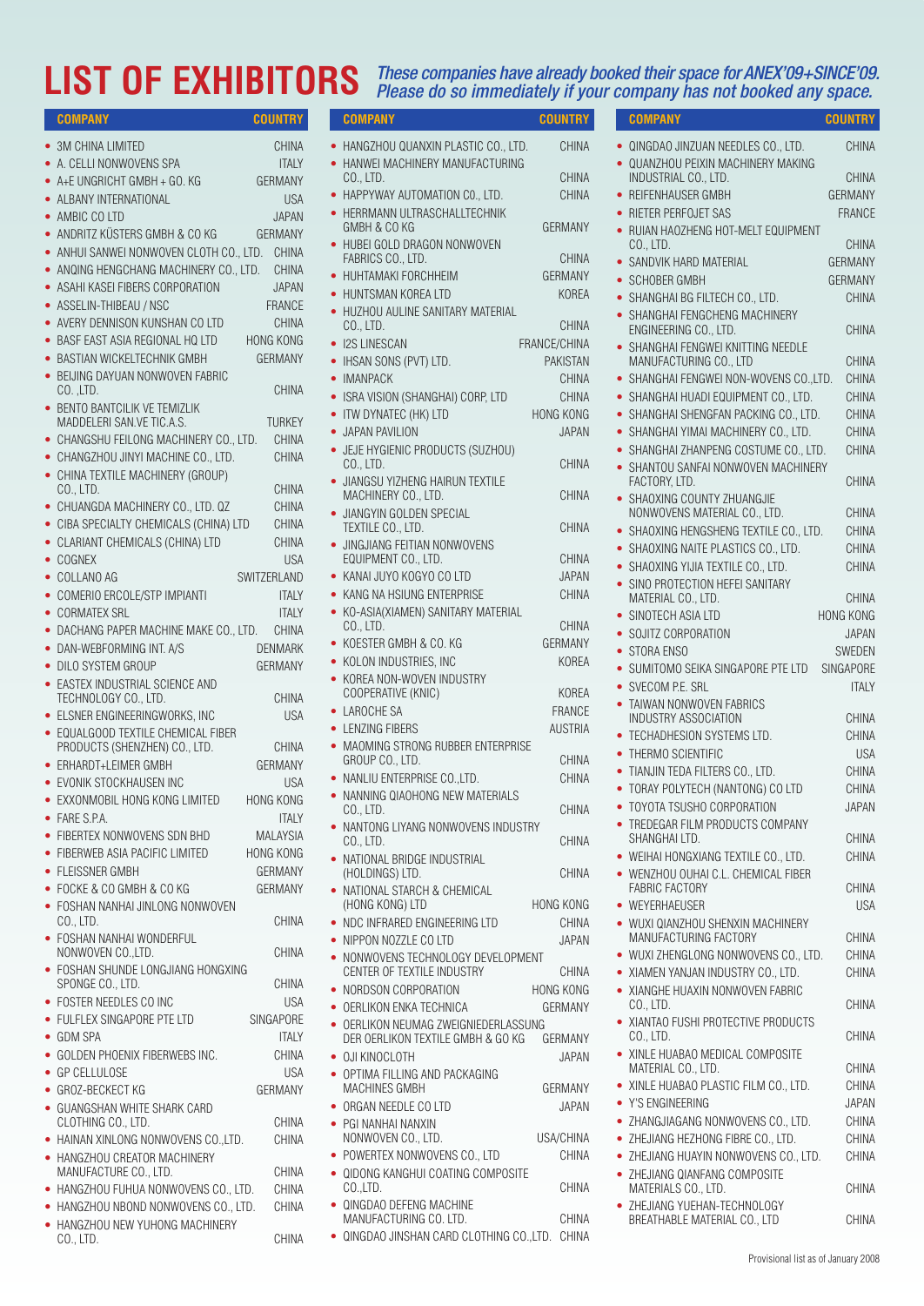# LIST OF EXHIBITORS

*These companies have already booked their space for ANEX'09+SINCE'09. Please do so immediately if your company has not booked any space.*

| COMPANY | COUNTRY |
|---|---|
| 3M CHINA LIMITED | CHINA |
| A. CELLI NONWOVENS SPA | ITALY |
| A+E UNGRICHT GMBH + GO. KG | GERMANY |
| ALBANY INTERNATIONAL | USA |
| AMBIC CO LTD | JAPAN |
| ANDRITZ KÜSTERS GMBH & CO KG | GERMANY |
| ANHUI SANWEI NONWOVEN CLOTH CO., LTD. | CHINA |
| ANQING HENGCHANG MACHINERY CO., LTD. | CHINA |
| ASAHI KASEI FIBERS CORPORATION | JAPAN |
| ASSELIN-THIBEAU / NSC | FRANCE |
| AVERY DENNISON KUNSHAN CO LTD | CHINA |
| BASF EAST ASIA REGIONAL HQ LTD | HONG KONG |
| BASTIAN WICKELTECHNIK GMBH | GERMANY |
| BEIJING DAYUAN NONWOVEN FABRIC CO. ,LTD. | CHINA |
| BENTO BANTCILIK VE TEMIZLIK MADDELERI SAN.VE TIC.A.S. | TURKEY |
| CHANGSHU FEILONG MACHINERY CO., LTD. | CHINA |
| CHANGZHOU JINYI MACHINE CO., LTD. | CHINA |
| CHINA TEXTILE MACHINERY (GROUP) CO., LTD. | CHINA |
| CHUANGDA MACHINERY CO., LTD. QZ | CHINA |
| CIBA SPECIALTY CHEMICALS (CHINA) LTD | CHINA |
| CLARIANT CHEMICALS (CHINA) LTD | CHINA |
| COGNEX | USA |
| COLLANO AG | SWITZERLAND |
| COMERIO ERCOLE/STP IMPIANTI | ITALY |
| CORMATEX SRL | ITALY |
| DACHANG PAPER MACHINE MAKE CO., LTD. | CHINA |
| DAN-WEBFORMING INT. A/S | DENMARK |
| DILO SYSTEM GROUP | GERMANY |
| EASTEX INDUSTRIAL SCIENCE AND TECHNOLOGY CO., LTD. | CHINA |
| ELSNER ENGINEERINGWORKS, INC | USA |
| EQUALGOOD TEXTILE CHEMICAL FIBER PRODUCTS (SHENZHEN) CO., LTD. | CHINA |
| ERHARDT+LEIMER GMBH | GERMANY |
| EVONIK STOCKHAUSEN INC | USA |
| EXXONMOBIL HONG KONG LIMITED | HONG KONG |
| FARE S.P.A. | ITALY |
| FIBERTEX NONWOVENS SDN BHD | MALAYSIA |
| FIBERWEB ASIA PACIFIC LIMITED | HONG KONG |
| FLEISSNER GMBH | GERMANY |
| FOCKE & CO GMBH & CO KG | GERMANY |
| FOSHAN NANHAI JINLONG NONWOVEN CO., LTD. | CHINA |
| FOSHAN NANHAI WONDERFUL NONWOVEN CO.,LTD. | CHINA |
| FOSHAN SHUNDE LONGJIANG HONGXING SPONGE CO., LTD. | CHINA |
| FOSTER NEEDLES CO INC | USA |
| FULFLEX SINGAPORE PTE LTD | SINGAPORE |
| GDM SPA | ITALY |
| GOLDEN PHOENIX FIBERWEBS INC. | CHINA |
| GP CELLULOSE | USA |
| GROZ-BECKECT KG | GERMANY |
| GUANGSHAN WHITE SHARK CARD CLOTHING CO., LTD. | CHINA |
| HAINAN XINLONG NONWOVENS CO.,LTD. | CHINA |
| HANGZHOU CREATOR MACHINERY MANUFACTURE CO., LTD. | CHINA |
| HANGZHOU FUHUA NONWOVENS CO., LTD. | CHINA |
| HANGZHOU NBOND NONWOVENS CO., LTD. | CHINA |
| HANGZHOU NEW YUHONG MACHINERY CO., LTD. | CHINA |
| HANGZHOU QUANXIN PLASTIC CO., LTD. | CHINA |
| HANWEI MACHINERY MANUFACTURING CO., LTD. | CHINA |
| HAPPYWAY AUTOMATION CO., LTD. | CHINA |
| HERRMANN ULTRASCHALLTECHNIK GMBH & CO KG | GERMANY |
| HUBEI GOLD DRAGON NONWOVEN FABRICS CO., LTD. | CHINA |
| HUHTAMAKI FORCHHEIM | GERMANY |
| HUNTSMAN KOREA LTD | KOREA |
| HUZHOU AULINE SANITARY MATERIAL CO., LTD. | CHINA |
| I2S LINESCAN | FRANCE/CHINA |
| IHSAN SONS (PVT) LTD. | PAKISTAN |
| IMANPACK | CHINA |
| ISRA VISION (SHANGHAI) CORP, LTD | CHINA |
| ITW DYNATEC (HK) LTD | HONG KONG |
| JAPAN PAVILION | JAPAN |
| JEJE HYGIENIC PRODUCTS (SUZHOU) CO., LTD. | CHINA |
| JIANGSU YIZHENG HAIRUN TEXTILE MACHINERY CO., LTD. | CHINA |
| JIANGYIN GOLDEN SPECIAL TEXTILE CO., LTD. | CHINA |
| JINGJIANG FEITIAN NONWOVENS EQUIPMENT CO., LTD. | CHINA |
| KANAI JUYO KOGYO CO LTD | JAPAN |
| KANG NA HSIUNG ENTERPRISE | CHINA |
| KO-ASIA(XIAMEN) SANITARY MATERIAL CO., LTD. | CHINA |
| KOESTER GMBH & CO. KG | GERMANY |
| KOLON INDUSTRIES, INC | KOREA |
| KOREA NON-WOVEN INDUSTRY COOPERATIVE (KNIC) | KOREA |
| LAROCHE SA | FRANCE |
| LENZING FIBERS | AUSTRIA |
| MAOMING STRONG RUBBER ENTERPRISE GROUP CO., LTD. | CHINA |
| NANLIU ENTERPRISE CO.,LTD. | CHINA |
| NANNING QIAOHONG NEW MATERIALS CO., LTD. | CHINA |
| NANTONG LIYANG NONWOVENS INDUSTRY CO., LTD. | CHINA |
| NATIONAL BRIDGE INDUSTRIAL (HOLDINGS) LTD. | CHINA |
| NATIONAL STARCH & CHEMICAL (HONG KONG) LTD | HONG KONG |
| NDC INFRARED ENGINEERING LTD | CHINA |
| NIPPON NOZZLE CO LTD | JAPAN |
| NONWOVENS TECHNOLOGY DEVELOPMENT CENTER OF TEXTILE INDUSTRY | CHINA |
| NORDSON CORPORATION | HONG KONG |
| OERLIKON ENKA TECHNICA | GERMANY |
| OERLIKON NEUMAG ZWEIGNIEDERLASSUNG DER OERLIKON TEXTILE GMBH & GO KG | GERMANY |
| OJI KINOCLOTH | JAPAN |
| OPTIMA FILLING AND PACKAGING MACHINES GMBH | GERMANY |
| ORGAN NEEDLE CO LTD | JAPAN |
| PGI NANHAI NANXIN NONWOVEN CO., LTD. | USA/CHINA |
| POWERTEX NONWOVENS CO., LTD | CHINA |
| QIDONG KANGHUI COATING COMPOSITE CO.,LTD. | CHINA |
| QINGDAO DEFENG MACHINE MANUFACTURING CO. LTD. | CHINA |
| QINGDAO JINSHAN CARD CLOTHING CO.,LTD. | CHINA |
| QINGDAO JINZUAN NEEDLES CO., LTD. | CHINA |
| QUANZHOU PEIXIN MACHINERY MAKING INDUSTRIAL CO., LTD. | CHINA |
| REIFENHAUSER GMBH | GERMANY |
| RIETER PERFOJET SAS | FRANCE |
| RUIAN HAOZHENG HOT-MELT EQUIPMENT CO., LTD. | CHINA |
| SANDVIK HARD MATERIAL | GERMANY |
| SCHOBER GMBH | GERMANY |
| SHANGHAI BG FILTECH CO., LTD. | CHINA |
| SHANGHAI FENGCHENG MACHINERY ENGINEERING CO., LTD. | CHINA |
| SHANGHAI FENGWEI KNITTING NEEDLE MANUFACTURING CO., LTD | CHINA |
| SHANGHAI FENGWEI NON-WOVENS CO.,LTD. | CHINA |
| SHANGHAI HUADI EQUIPMENT CO., LTD. | CHINA |
| SHANGHAI SHENGFAN PACKING CO., LTD. | CHINA |
| SHANGHAI YIMAI MACHINERY CO., LTD. | CHINA |
| SHANGHAI ZHANPENG COSTUME CO., LTD. | CHINA |
| SHANTOU SANFAI NONWOVEN MACHINERY FACTORY, LTD. | CHINA |
| SHAOXING COUNTY ZHUANGJIE NONWOVENS MATERIAL CO., LTD. | CHINA |
| SHAOXING HENGSHENG TEXTILE CO., LTD. | CHINA |
| SHAOXING NAITE PLASTICS CO., LTD. | CHINA |
| SHAOXING YIJIA TEXTILE CO., LTD. | CHINA |
| SINO PROTECTION HEFEI SANITARY MATERIAL CO., LTD. | CHINA |
| SINOTECH ASIA LTD | HONG KONG |
| SOJITZ CORPORATION | JAPAN |
| STORA ENSO | SWEDEN |
| SUMITOMO SEIKA SINGAPORE PTE LTD | SINGAPORE |
| SVECOM P.E. SRL | ITALY |
| TAIWAN NONWOVEN FABRICS INDUSTRY ASSOCIATION | CHINA |
| TECHADHESION SYSTEMS LTD. | CHINA |
| THERMO SCIENTIFIC | USA |
| TIANJIN TEDA FILTERS CO., LTD. | CHINA |
| TORAY POLYTECH (NANTONG) CO LTD | CHINA |
| TOYOTA TSUSHO CORPORATION | JAPAN |
| TREDEGAR FILM PRODUCTS COMPANY SHANGHAI LTD. | CHINA |
| WEIHAI HONGXIANG TEXTILE CO., LTD. | CHINA |
| WENZHOU OUHAI C.L. CHEMICAL FIBER FABRIC FACTORY | CHINA |
| WEYERHAEUSER | USA |
| WUXI QIANZHOU SHENXIN MACHINERY MANUFACTURING FACTORY | CHINA |
| WUXI ZHENGLONG NONWOVENS CO., LTD. | CHINA |
| XIAMEN YANJAN INDUSTRY CO., LTD. | CHINA |
| XIANGHE HUAXIN NONWOVEN FABRIC CO., LTD. | CHINA |
| XIANTAO FUSHI PROTECTIVE PRODUCTS CO., LTD. | CHINA |
| XINLE HUABAO MEDICAL COMPOSITE MATERIAL CO., LTD. | CHINA |
| XINLE HUABAO PLASTIC FILM CO., LTD. | CHINA |
| Y'S ENGINEERING | JAPAN |
| ZHANGJIAGANG NONWOVENS CO., LTD. | CHINA |
| ZHEJIANG HEZHONG FIBRE CO., LTD. | CHINA |
| ZHEJIANG HUAYIN NONWOVENS CO., LTD. | CHINA |
| ZHEJIANG QIANFANG COMPOSITE MATERIALS CO., LTD. | CHINA |
| ZHEJIANG YUEHAN-TECHNOLOGY BREATHABLE MATERIAL CO., LTD | CHINA |

Provisional list as of January 2008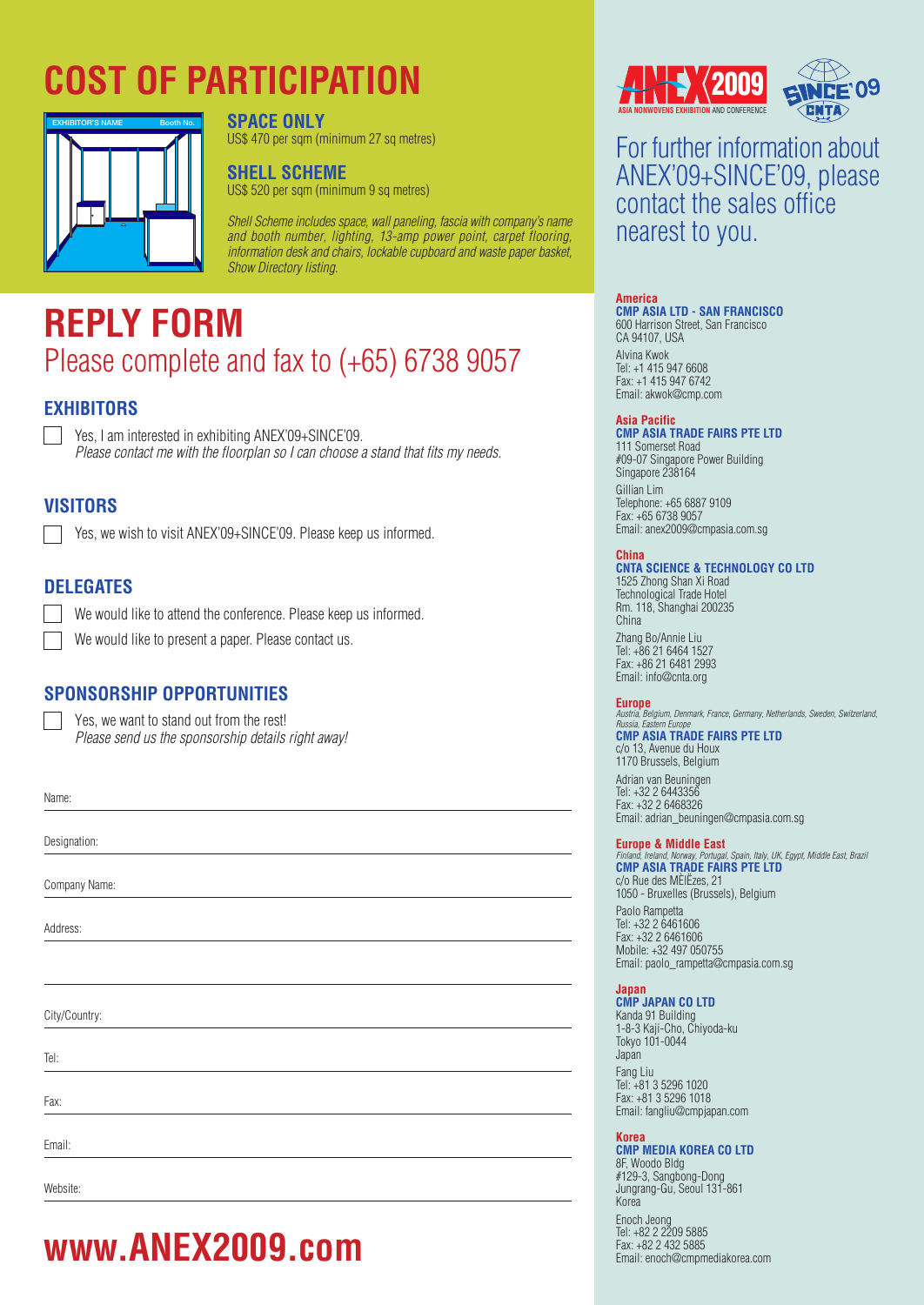# COST OF PARTICIPATION

EXHIBITOR'S NAME Booth No.

## SPACE ONLY

US$ 470 per sqm (minimum 27 sq metres)

## SHELL SCHEME

US$ 520 per sqm (minimum 9 sq metres)

*Shell Scheme includes space, wall paneling, fascia with company's name and booth number, lighting, 13-amp power point, carpet flooring, information desk and chairs, lockable cupboard and waste paper basket, Show Directory listing.*

# REPLY FORM

Please complete and fax to (+65) 6738 9057

## EXHIBITORS

☐ Yes, I am interested in exhibiting ANEX'09+SINCE'09.
*Please contact me with the floorplan so I can choose a stand that fits my needs.*

## VISITORS

☐ Yes, we wish to visit ANEX'09+SINCE'09. Please keep us informed.

## DELEGATES

☐ We would like to attend the conference. Please keep us informed.

☐ We would like to present a paper. Please contact us.

## SPONSORSHIP OPPORTUNITIES

☐ Yes, we want to stand out from the rest!
*Please send us the sponsorship details right away!*

Name: \_\_\_\_\_\_\_\_\_\_\_\_\_\_\_\_\_\_\_\_

Designation: \_\_\_\_\_\_\_\_\_\_\_\_\_\_\_\_\_\_\_\_

Company Name: \_\_\_\_\_\_\_\_\_\_\_\_\_\_\_\_\_\_\_\_

Address: \_\_\_\_\_\_\_\_\_\_\_\_\_\_\_\_\_\_\_\_

City/Country: \_\_\_\_\_\_\_\_\_\_\_\_\_\_\_\_\_\_\_\_

Tel: \_\_\_\_\_\_\_\_\_\_\_\_\_\_\_\_\_\_\_\_

Fax: \_\_\_\_\_\_\_\_\_\_\_\_\_\_\_\_\_\_\_\_

Email: \_\_\_\_\_\_\_\_\_\_\_\_\_\_\_\_\_\_\_\_

Website: \_\_\_\_\_\_\_\_\_\_\_\_\_\_\_\_\_\_\_\_

# www.ANEX2009.com

ANEX 2009 ASIA NONWOVENS EXHIBITION AND CONFERENCE — SINCE'09 CNTA

For further information about ANEX'09+SINCE'09, please contact the sales office nearest to you.

**America**
**CMP ASIA LTD - SAN FRANCISCO**
600 Harrison Street, San Francisco
CA 94107, USA
Alvina Kwok
Tel: +1 415 947 6608
Fax: +1 415 947 6742
Email: akwok@cmp.com

**Asia Pacific**
**CMP ASIA TRADE FAIRS PTE LTD**
111 Somerset Road
#09-07 Singapore Power Building
Singapore 238164
Gillian Lim
Telephone: +65 6887 9109
Fax: +65 6738 9057
Email: anex2009@cmpasia.com.sg

**China**
**CNTA SCIENCE & TECHNOLOGY CO LTD**
1525 Zhong Shan Xi Road
Technological Trade Hotel
Rm. 118, Shanghai 200235
China
Zhang Bo/Annie Liu
Tel: +86 21 6464 1527
Fax: +86 21 6481 2993
Email: info@cnta.org

**Europe**
*Austria, Belgium, Denmark, France, Germany, Netherlands, Sweden, Switzerland, Russia, Eastern Europe*
**CMP ASIA TRADE FAIRS PTE LTD**
c/o 13, Avenue du Houx
1170 Brussels, Belgium
Adrian van Beuningen
Tel: +32 2 6443356
Fax: +32 2 6468326
Email: adrian_beuningen@cmpasia.com.sg

**Europe & Middle East**
*Finland, Ireland, Norway, Portugal, Spain, Italy, UK, Egypt, Middle East, Brazil*
**CMP ASIA TRADE FAIRS PTE LTD**
c/o Rue des MÉlÈzes, 21
1050 - Bruxelles (Brussels), Belgium
Paolo Rampetta
Tel: +32 2 6461606
Fax: +32 2 6461606
Mobile: +32 497 050755
Email: paolo_rampetta@cmpasia.com.sg

**Japan**
**CMP JAPAN CO LTD**
Kanda 91 Building
1-8-3 Kaji-Cho, Chiyoda-ku
Tokyo 101-0044
Japan
Fang Liu
Tel: +81 3 5296 1020
Fax: +81 3 5296 1018
Email: fangliu@cmpjapan.com

**Korea**
**CMP MEDIA KOREA CO LTD**
8F, Woodo Bldg
#129-3, Sangbong-Dong
Jungrang-Gu, Seoul 131-861
Korea
Enoch Jeong
Tel: +82 2 2209 5885
Fax: +82 2 432 5885
Email: enoch@cmpmediakorea.com